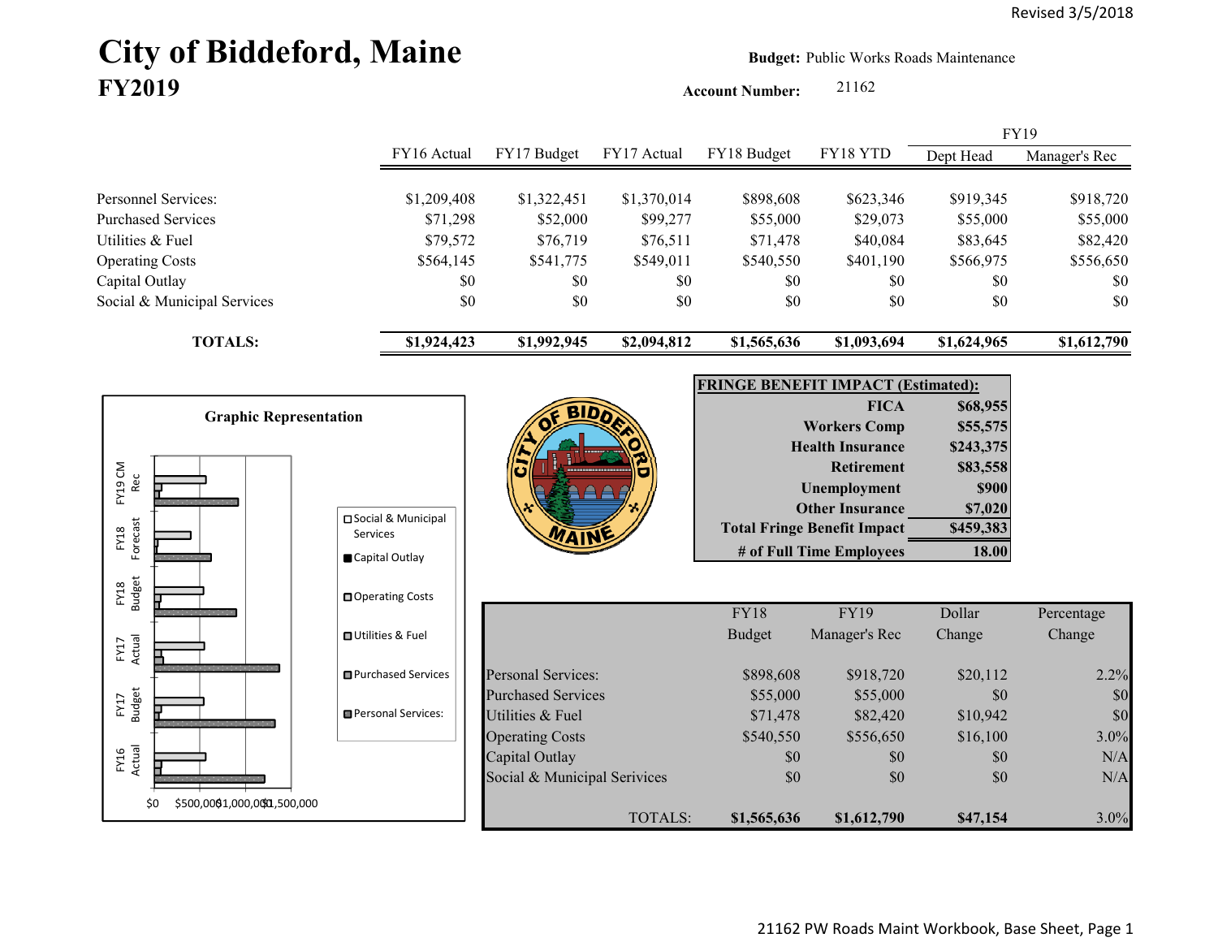Revised 3/5/2018

# City of Biddeford, Maine
## FY2019

**Budget:** Public Works Roads Maintenance

**Account Number:** 21162

| | FY16 Actual | FY17 Budget | FY17 Actual | FY18 Budget | FY18 YTD | FY19 Dept Head | FY19 Manager's Rec |
|---|---|---|---|---|---|---|---|
| Personnel Services: | $1,209,408 | $1,322,451 | $1,370,014 | $898,608 | $623,346 | $919,345 | $918,720 |
| Purchased Services | $71,298 | $52,000 | $99,277 | $55,000 | $29,073 | $55,000 | $55,000 |
| Utilities & Fuel | $79,572 | $76,719 | $76,511 | $71,478 | $40,084 | $83,645 | $82,420 |
| Operating Costs | $564,145 | $541,775 | $549,011 | $540,550 | $401,190 | $566,975 | $556,650 |
| Capital Outlay | $0 | $0 | $0 | $0 | $0 | $0 | $0 |
| Social & Municipal Services | $0 | $0 | $0 | $0 | $0 | $0 | $0 |
| **TOTALS:** | **$1,924,423** | **$1,992,945** | **$2,094,812** | **$1,565,636** | **$1,093,694** | **$1,624,965** | **$1,612,790** |

**Graphic Representation**

(Bar chart: FY16 Actual, FY17 Budget, FY17 Actual, FY18 Budget, FY18 Forecast, FY19 CM Rec; legend: Social & Municipal Services, Capital Outlay, Operating Costs, Utilities & Fuel, Purchased Services, Personal Services:; axis $0, $500,000, $1,000,000, $1,500,000)

| FRINGE BENEFIT IMPACT (Estimated): | |
|---|---|
| FICA | $68,955 |
| Workers Comp | $55,575 |
| Health Insurance | $243,375 |
| Retirement | $83,558 |
| Unemployment | $900 |
| Other Insurance | $7,020 |
| **Total Fringe Benefit Impact** | **$459,383** |
| **# of Full Time Employees** | **18.00** |

| | FY18 Budget | FY19 Manager's Rec | Dollar Change | Percentage Change |
|---|---|---|---|---|
| Personal Services: | $898,608 | $918,720 | $20,112 | 2.2% |
| Purchased Services | $55,000 | $55,000 | $0 | $0 |
| Utilities & Fuel | $71,478 | $82,420 | $10,942 | $0 |
| Operating Costs | $540,550 | $556,650 | $16,100 | 3.0% |
| Capital Outlay | $0 | $0 | $0 | N/A |
| Social & Municipal Services | $0 | $0 | $0 | N/A |
| TOTALS: | **$1,565,636** | **$1,612,790** | **$47,154** | 3.0% |

21162 PW Roads Maint Workbook, Base Sheet, Page 1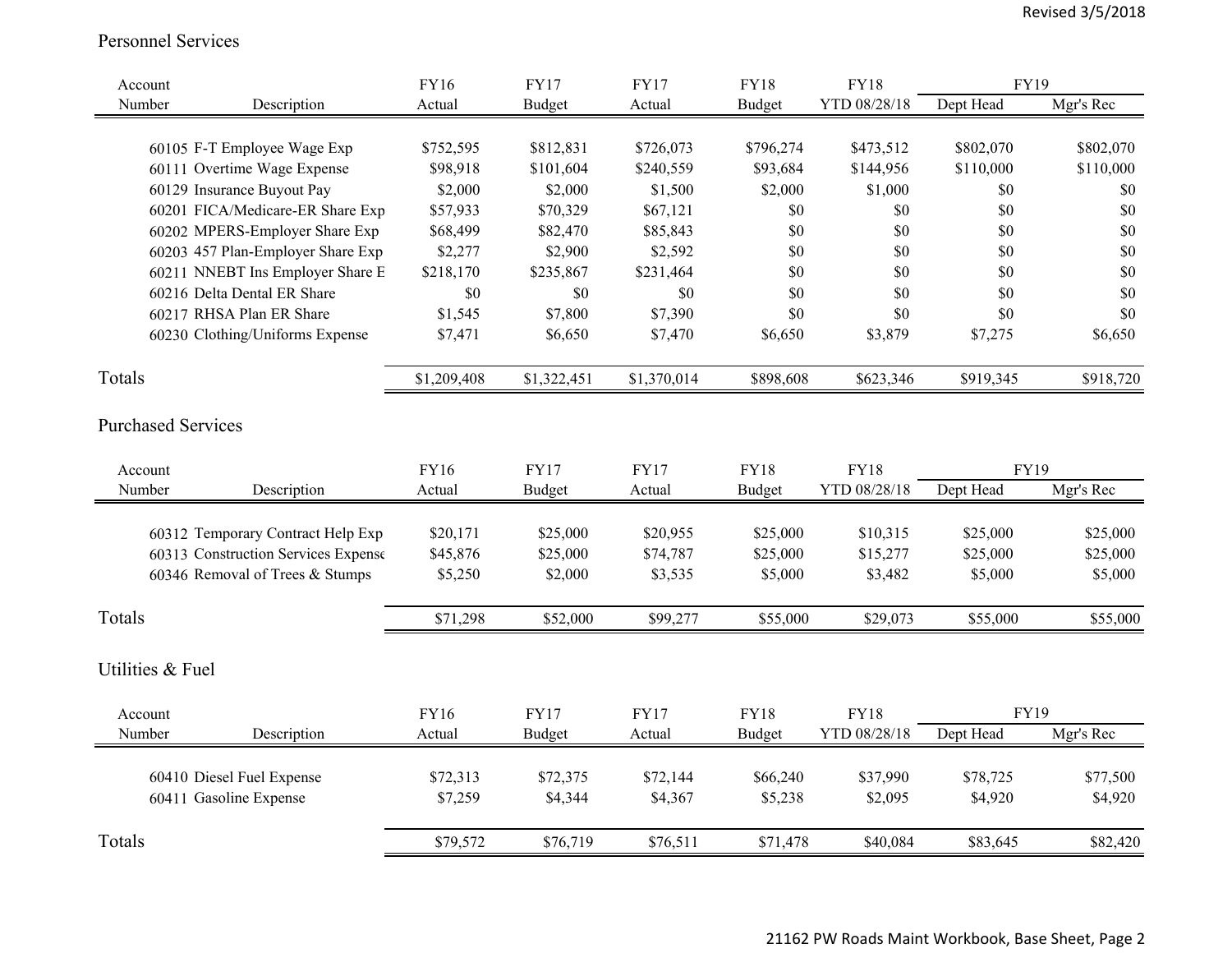Revised 3/5/2018

## Personnel Services

| Account Number | Description | FY16 Actual | FY17 Budget | FY17 Actual | FY18 Budget | FY18 YTD 08/28/18 | FY19 Dept Head | FY19 Mgr's Rec |
|---|---|---|---|---|---|---|---|---|
| 60105 | F-T Employee Wage Exp | $752,595 | $812,831 | $726,073 | $796,274 | $473,512 | $802,070 | $802,070 |
| 60111 | Overtime Wage Expense | $98,918 | $101,604 | $240,559 | $93,684 | $144,956 | $110,000 | $110,000 |
| 60129 | Insurance Buyout Pay | $2,000 | $2,000 | $1,500 | $2,000 | $1,000 | $0 | $0 |
| 60201 | FICA/Medicare-ER Share Exp | $57,933 | $70,329 | $67,121 | $0 | $0 | $0 | $0 |
| 60202 | MPERS-Employer Share Exp | $68,499 | $82,470 | $85,843 | $0 | $0 | $0 | $0 |
| 60203 | 457 Plan-Employer Share Exp | $2,277 | $2,900 | $2,592 | $0 | $0 | $0 | $0 |
| 60211 | NNEBT Ins Employer Share E | $218,170 | $235,867 | $231,464 | $0 | $0 | $0 | $0 |
| 60216 | Delta Dental ER Share | $0 | $0 | $0 | $0 | $0 | $0 | $0 |
| 60217 | RHSA Plan ER Share | $1,545 | $7,800 | $7,390 | $0 | $0 | $0 | $0 |
| 60230 | Clothing/Uniforms Expense | $7,471 | $6,650 | $7,470 | $6,650 | $3,879 | $7,275 | $6,650 |
| Totals | | $1,209,408 | $1,322,451 | $1,370,014 | $898,608 | $623,346 | $919,345 | $918,720 |

## Purchased Services

| Account Number | Description | FY16 Actual | FY17 Budget | FY17 Actual | FY18 Budget | FY18 YTD 08/28/18 | FY19 Dept Head | FY19 Mgr's Rec |
|---|---|---|---|---|---|---|---|---|
| 60312 | Temporary Contract Help Exp | $20,171 | $25,000 | $20,955 | $25,000 | $10,315 | $25,000 | $25,000 |
| 60313 | Construction Services Expense | $45,876 | $25,000 | $74,787 | $25,000 | $15,277 | $25,000 | $25,000 |
| 60346 | Removal of Trees & Stumps | $5,250 | $2,000 | $3,535 | $5,000 | $3,482 | $5,000 | $5,000 |
| Totals | | $71,298 | $52,000 | $99,277 | $55,000 | $29,073 | $55,000 | $55,000 |

## Utilities & Fuel

| Account Number | Description | FY16 Actual | FY17 Budget | FY17 Actual | FY18 Budget | FY18 YTD 08/28/18 | FY19 Dept Head | FY19 Mgr's Rec |
|---|---|---|---|---|---|---|---|---|
| 60410 | Diesel Fuel Expense | $72,313 | $72,375 | $72,144 | $66,240 | $37,990 | $78,725 | $77,500 |
| 60411 | Gasoline Expense | $7,259 | $4,344 | $4,367 | $5,238 | $2,095 | $4,920 | $4,920 |
| Totals | | $79,572 | $76,719 | $76,511 | $71,478 | $40,084 | $83,645 | $82,420 |

21162 PW Roads Maint Workbook, Base Sheet, Page 2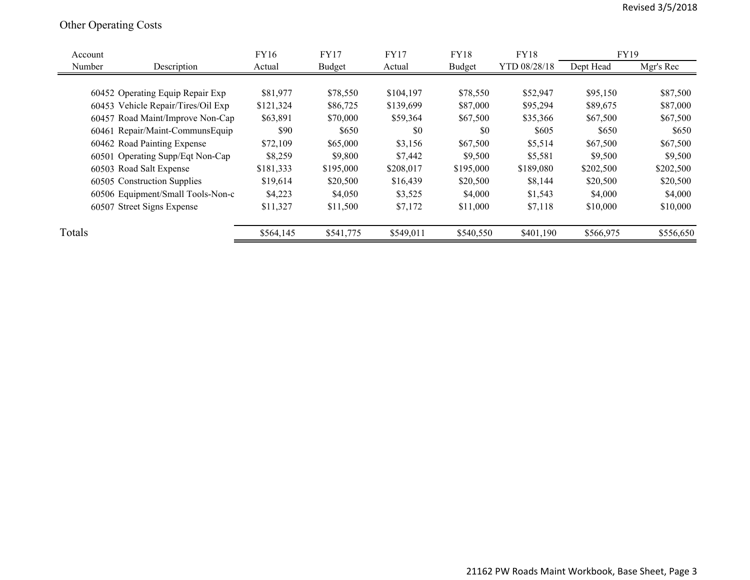Other Operating Costs

| Account Number | Description | FY16 Actual | FY17 Budget | FY17 Actual | FY18 Budget | FY18 YTD 08/28/18 | FY19 Dept Head | FY19 Mgr's Rec |
|---|---|---|---|---|---|---|---|---|
| 60452 | Operating Equip Repair Exp | $81,977 | $78,550 | $104,197 | $78,550 | $52,947 | $95,150 | $87,500 |
| 60453 | Vehicle Repair/Tires/Oil Exp | $121,324 | $86,725 | $139,699 | $87,000 | $95,294 | $89,675 | $87,000 |
| 60457 | Road Maint/Improve Non-Cap | $63,891 | $70,000 | $59,364 | $67,500 | $35,366 | $67,500 | $67,500 |
| 60461 | Repair/Maint-CommunsEquip | $90 | $650 | $0 | $0 | $605 | $650 | $650 |
| 60462 | Road Painting Expense | $72,109 | $65,000 | $3,156 | $67,500 | $5,514 | $67,500 | $67,500 |
| 60501 | Operating Supp/Eqt Non-Cap | $8,259 | $9,800 | $7,442 | $9,500 | $5,581 | $9,500 | $9,500 |
| 60503 | Road Salt Expense | $181,333 | $195,000 | $208,017 | $195,000 | $189,080 | $202,500 | $202,500 |
| 60505 | Construction Supplies | $19,614 | $20,500 | $16,439 | $20,500 | $8,144 | $20,500 | $20,500 |
| 60506 | Equipment/Small Tools-Non-c | $4,223 | $4,050 | $3,525 | $4,000 | $1,543 | $4,000 | $4,000 |
| 60507 | Street Signs Expense | $11,327 | $11,500 | $7,172 | $11,000 | $7,118 | $10,000 | $10,000 |
| Totals | | $564,145 | $541,775 | $549,011 | $540,550 | $401,190 | $566,975 | $556,650 |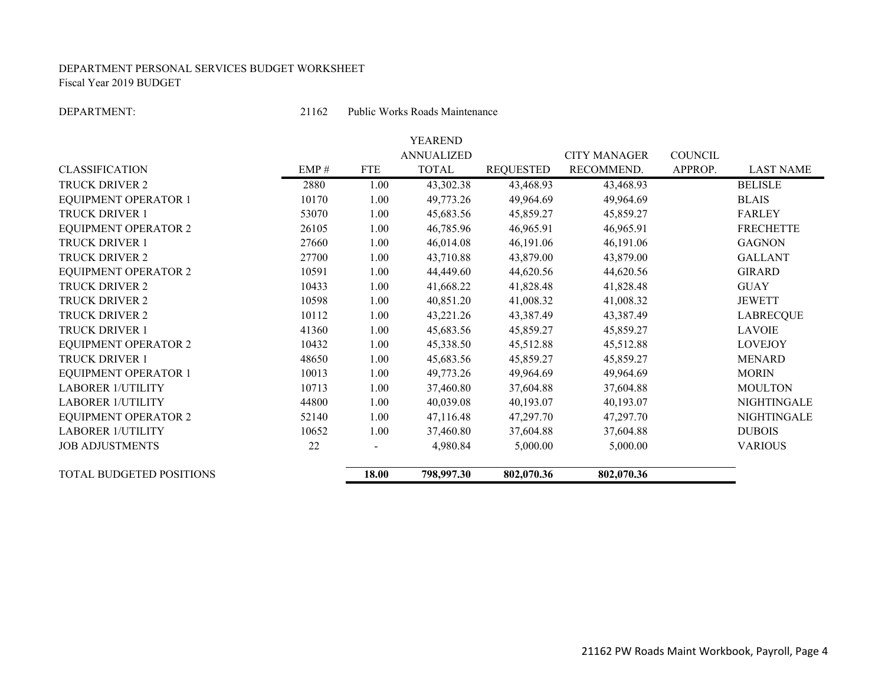DEPARTMENT PERSONAL SERVICES BUDGET WORKSHEET
Fiscal Year 2019 BUDGET

DEPARTMENT: 21162 Public Works Roads Maintenance

| CLASSIFICATION | EMP # | FTE | YEAREND ANNUALIZED TOTAL | REQUESTED | CITY MANAGER RECOMMEND. | COUNCIL APPROP. | LAST NAME |
|---|---|---|---|---|---|---|---|
| TRUCK DRIVER 2 | 2880 | 1.00 | 43,302.38 | 43,468.93 | 43,468.93 | | BELISLE |
| EQUIPMENT OPERATOR 1 | 10170 | 1.00 | 49,773.26 | 49,964.69 | 49,964.69 | | BLAIS |
| TRUCK DRIVER 1 | 53070 | 1.00 | 45,683.56 | 45,859.27 | 45,859.27 | | FARLEY |
| EQUIPMENT OPERATOR 2 | 26105 | 1.00 | 46,785.96 | 46,965.91 | 46,965.91 | | FRECHETTE |
| TRUCK DRIVER 1 | 27660 | 1.00 | 46,014.08 | 46,191.06 | 46,191.06 | | GAGNON |
| TRUCK DRIVER 2 | 27700 | 1.00 | 43,710.88 | 43,879.00 | 43,879.00 | | GALLANT |
| EQUIPMENT OPERATOR 2 | 10591 | 1.00 | 44,449.60 | 44,620.56 | 44,620.56 | | GIRARD |
| TRUCK DRIVER 2 | 10433 | 1.00 | 41,668.22 | 41,828.48 | 41,828.48 | | GUAY |
| TRUCK DRIVER 2 | 10598 | 1.00 | 40,851.20 | 41,008.32 | 41,008.32 | | JEWETT |
| TRUCK DRIVER 2 | 10112 | 1.00 | 43,221.26 | 43,387.49 | 43,387.49 | | LABRECQUE |
| TRUCK DRIVER 1 | 41360 | 1.00 | 45,683.56 | 45,859.27 | 45,859.27 | | LAVOIE |
| EQUIPMENT OPERATOR 2 | 10432 | 1.00 | 45,338.50 | 45,512.88 | 45,512.88 | | LOVEJOY |
| TRUCK DRIVER 1 | 48650 | 1.00 | 45,683.56 | 45,859.27 | 45,859.27 | | MENARD |
| EQUIPMENT OPERATOR 1 | 10013 | 1.00 | 49,773.26 | 49,964.69 | 49,964.69 | | MORIN |
| LABORER 1/UTILITY | 10713 | 1.00 | 37,460.80 | 37,604.88 | 37,604.88 | | MOULTON |
| LABORER 1/UTILITY | 44800 | 1.00 | 40,039.08 | 40,193.07 | 40,193.07 | | NIGHTINGALE |
| EQUIPMENT OPERATOR 2 | 52140 | 1.00 | 47,116.48 | 47,297.70 | 47,297.70 | | NIGHTINGALE |
| LABORER 1/UTILITY | 10652 | 1.00 | 37,460.80 | 37,604.88 | 37,604.88 | | DUBOIS |
| JOB ADJUSTMENTS | 22 | - | 4,980.84 | 5,000.00 | 5,000.00 | | VARIOUS |
| TOTAL BUDGETED POSITIONS | | **18.00** | **798,997.30** | **802,070.36** | **802,070.36** | | |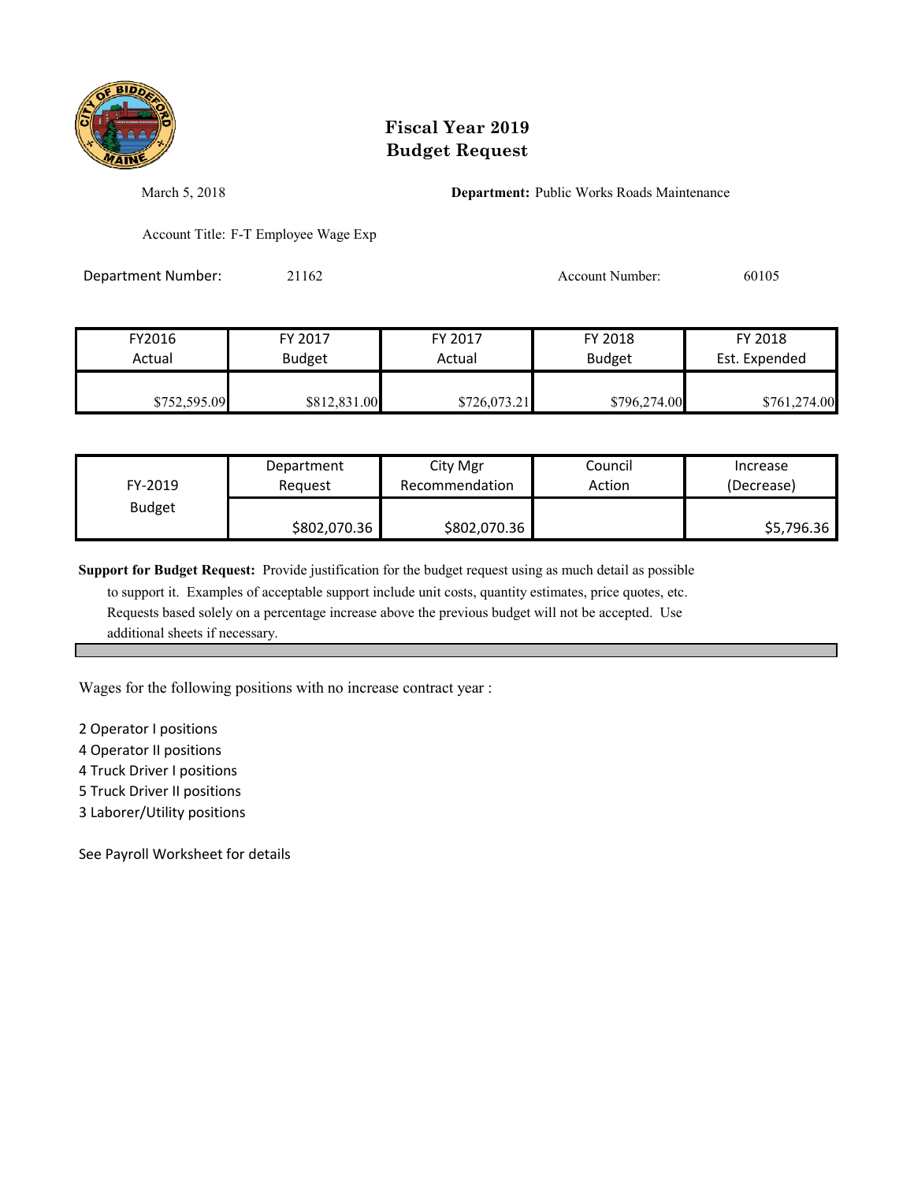# Fiscal Year 2019
# Budget Request

March 5, 2018

**Department:** Public Works Roads Maintenance

Account Title: F-T Employee Wage Exp

Department Number: 21162

Account Number: 60105

| FY2016 Actual | FY 2017 Budget | FY 2017 Actual | FY 2018 Budget | FY 2018 Est. Expended |
|---|---|---|---|---|
| $752,595.09 | $812,831.00 | $726,073.21 | $796,274.00 | $761,274.00 |

| FY-2019 Budget | Department Request | City Mgr Recommendation | Council Action | Increase (Decrease) |
|---|---|---|---|---|
| | $802,070.36 | $802,070.36 | | $5,796.36 |

**Support for Budget Request:** Provide justification for the budget request using as much detail as possible to support it. Examples of acceptable support include unit costs, quantity estimates, price quotes, etc. Requests based solely on a percentage increase above the previous budget will not be accepted. Use additional sheets if necessary.

Wages for the following positions with no increase contract year :

2 Operator I positions
4 Operator II positions
4 Truck Driver I positions
5 Truck Driver II positions
3 Laborer/Utility positions

See Payroll Worksheet for details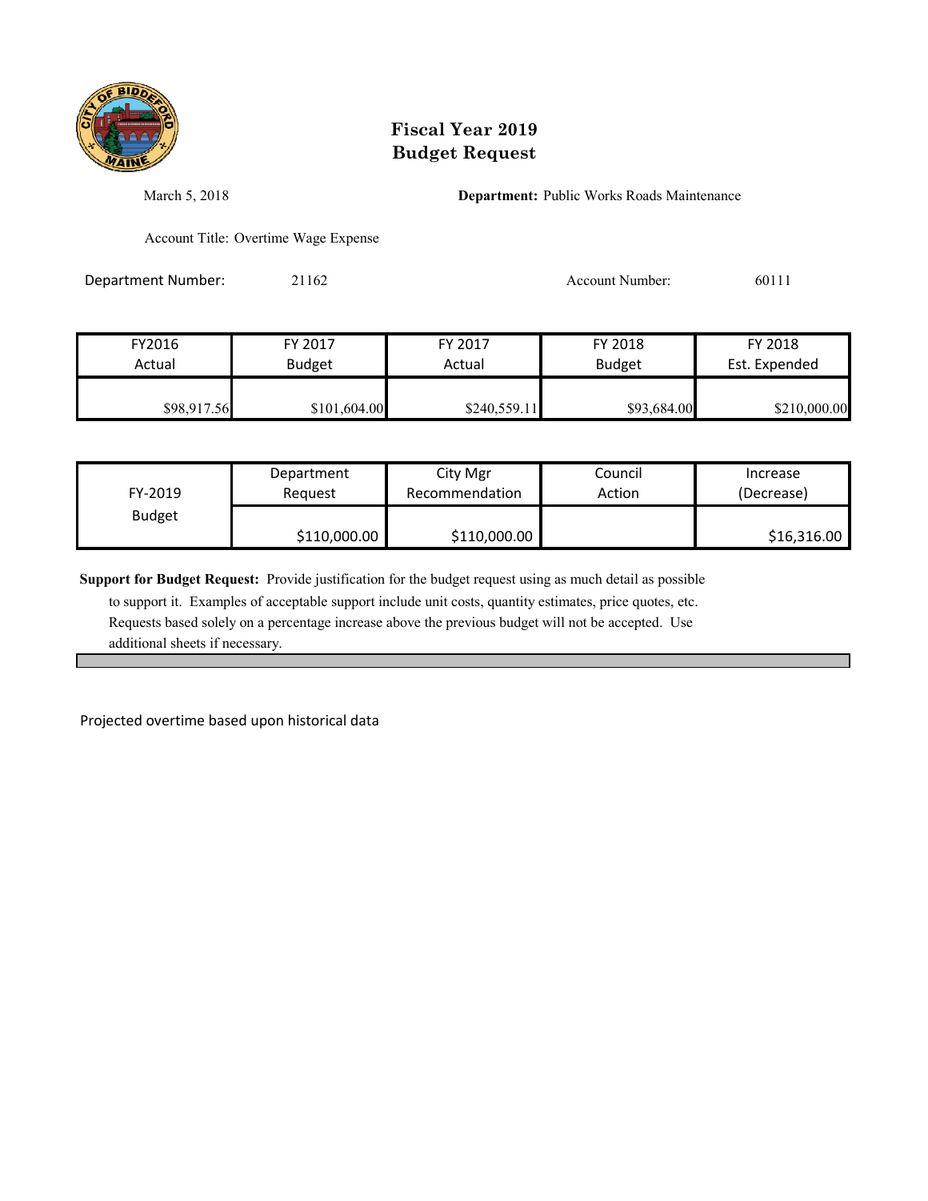# Fiscal Year 2019
# Budget Request

March 5, 2018

**Department:** Public Works Roads Maintenance

Account Title: Overtime Wage Expense

Department Number: 21162

Account Number: 60111

| FY2016 Actual | FY 2017 Budget | FY 2017 Actual | FY 2018 Budget | FY 2018 Est. Expended |
|---|---|---|---|---|
| $98,917.56 | $101,604.00 | $240,559.11 | $93,684.00 | $210,000.00 |

| FY-2019 Budget | Department Request | City Mgr Recommendation | Council Action | Increase (Decrease) |
|---|---|---|---|---|
| | $110,000.00 | $110,000.00 | | $16,316.00 |

**Support for Budget Request:** Provide justification for the budget request using as much detail as possible to support it. Examples of acceptable support include unit costs, quantity estimates, price quotes, etc. Requests based solely on a percentage increase above the previous budget will not be accepted. Use additional sheets if necessary.

Projected overtime based upon historical data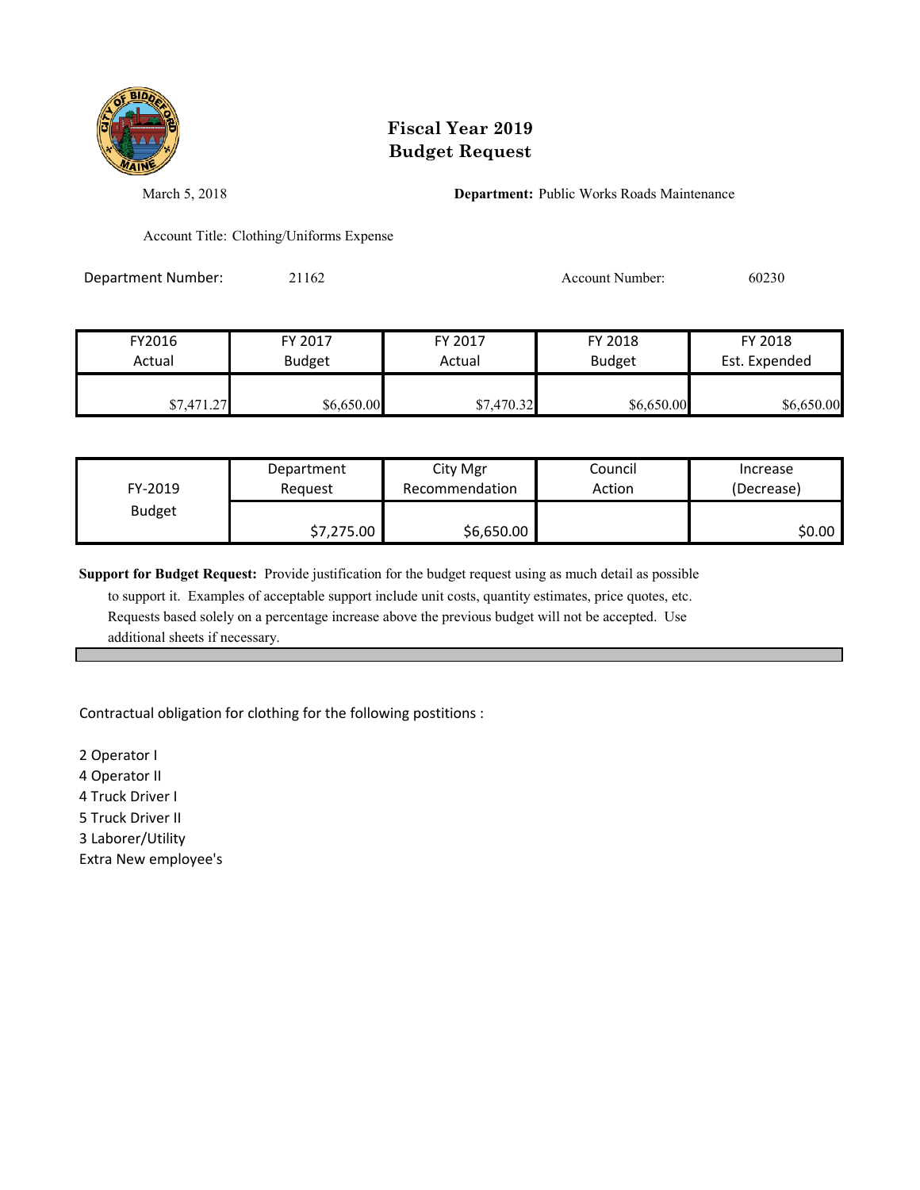# Fiscal Year 2019
# Budget Request

March 5, 2018

**Department:** Public Works Roads Maintenance

Account Title: Clothing/Uniforms Expense

Department Number: 21162

Account Number: 60230

| FY2016 Actual | FY 2017 Budget | FY 2017 Actual | FY 2018 Budget | FY 2018 Est. Expended |
|---|---|---|---|---|
| $7,471.27 | $6,650.00 | $7,470.32 | $6,650.00 | $6,650.00 |

| FY-2019 Budget | Department Request | City Mgr Recommendation | Council Action | Increase (Decrease) |
|---|---|---|---|---|
| | $7,275.00 | $6,650.00 | | $0.00 |

**Support for Budget Request:** Provide justification for the budget request using as much detail as possible to support it. Examples of acceptable support include unit costs, quantity estimates, price quotes, etc. Requests based solely on a percentage increase above the previous budget will not be accepted. Use additional sheets if necessary.

Contractual obligation for clothing for the following postitions :

2 Operator I
4 Operator II
4 Truck Driver I
5 Truck Driver II
3 Laborer/Utility
Extra New employee's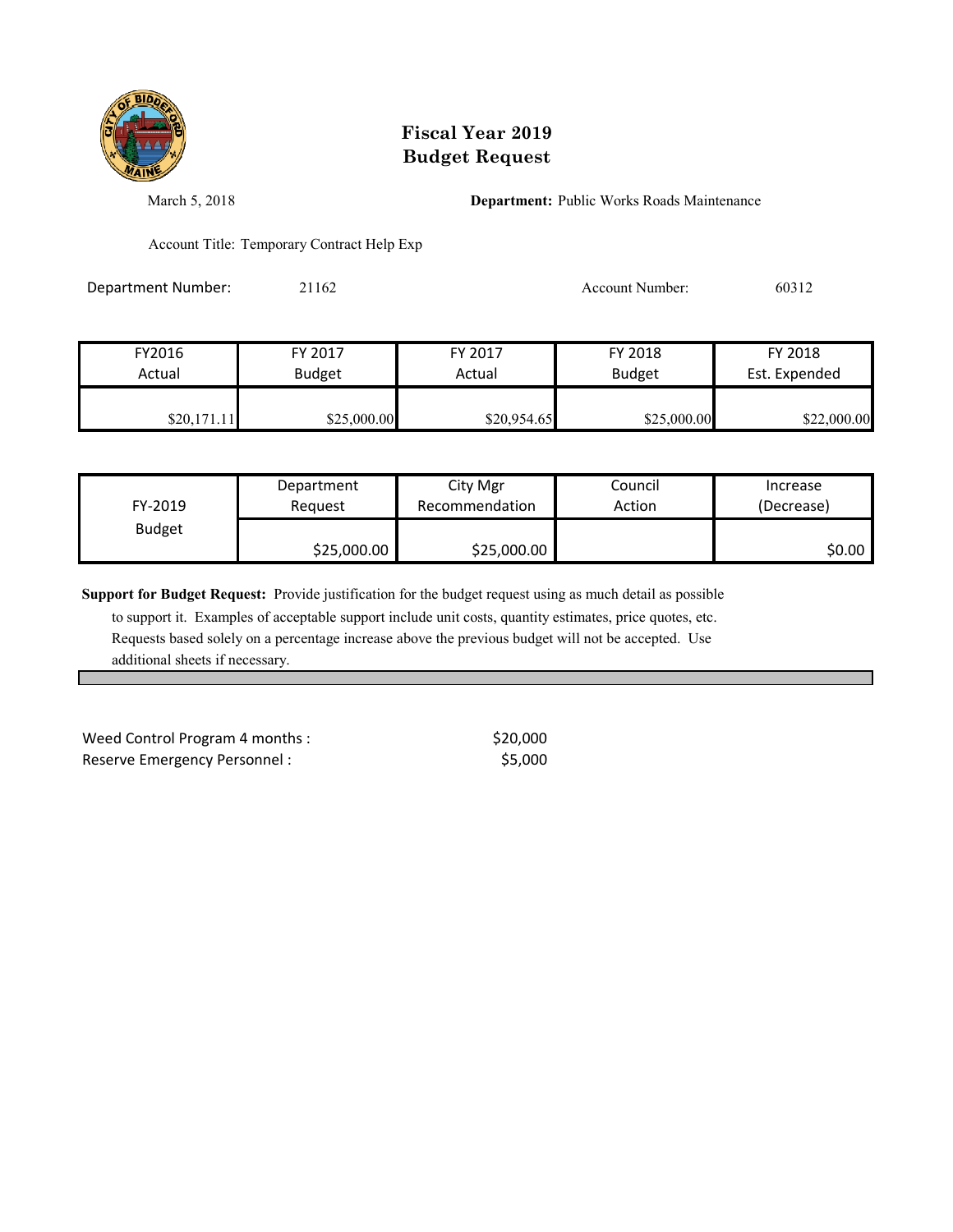# Fiscal Year 2019
# Budget Request

March 5, 2018

**Department:** Public Works Roads Maintenance

Account Title: Temporary Contract Help Exp

Department Number: 21162

Account Number: 60312

| FY2016 Actual | FY 2017 Budget | FY 2017 Actual | FY 2018 Budget | FY 2018 Est. Expended |
|---|---|---|---|---|
| $20,171.11 | $25,000.00 | $20,954.65 | $25,000.00 | $22,000.00 |

| FY-2019 Budget | Department Request | City Mgr Recommendation | Council Action | Increase (Decrease) |
|---|---|---|---|---|
| | $25,000.00 | $25,000.00 | | $0.00 |

**Support for Budget Request:** Provide justification for the budget request using as much detail as possible to support it. Examples of acceptable support include unit costs, quantity estimates, price quotes, etc. Requests based solely on a percentage increase above the previous budget will not be accepted. Use additional sheets if necessary.

| | |
|---|---|
| Weed Control Program 4 months : | $20,000 |
| Reserve Emergency Personnel : | $5,000 |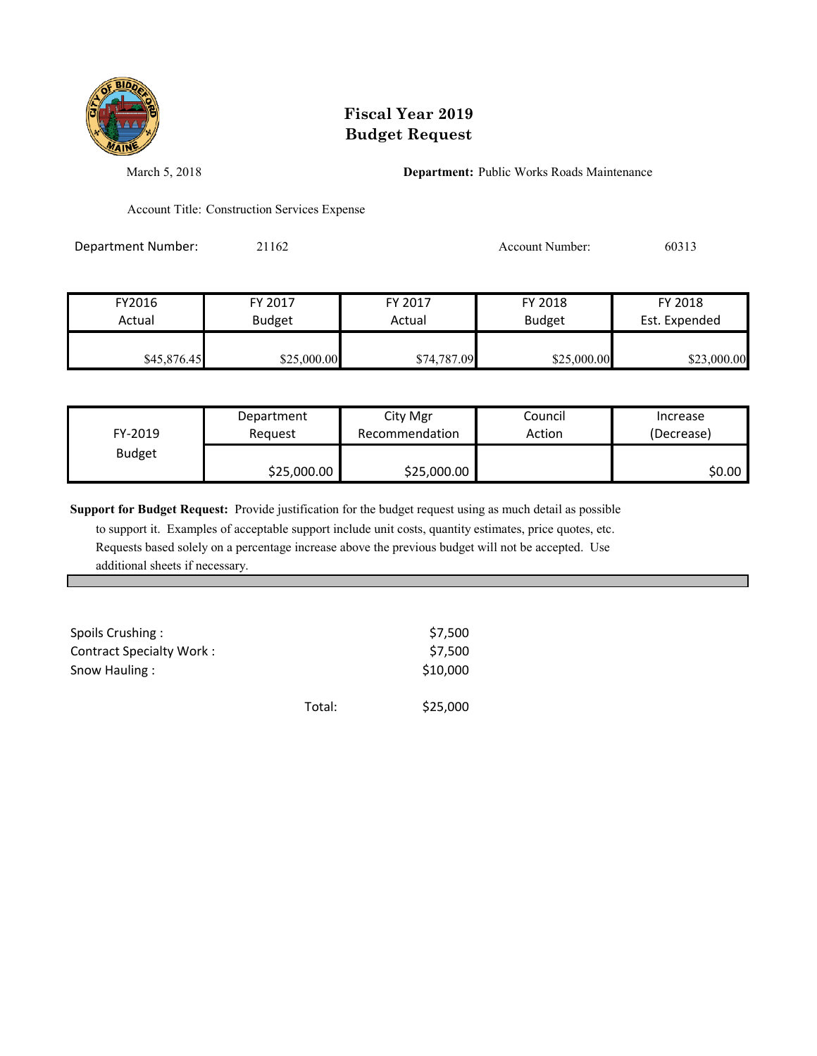# Fiscal Year 2019
# Budget Request

March 5, 2018

**Department:** Public Works Roads Maintenance

Account Title: Construction Services Expense

Department Number: 21162

Account Number: 60313

| FY2016 Actual | FY 2017 Budget | FY 2017 Actual | FY 2018 Budget | FY 2018 Est. Expended |
|---|---|---|---|---|
| $45,876.45 | $25,000.00 | $74,787.09 | $25,000.00 | $23,000.00 |

| FY-2019 Budget | Department Request | City Mgr Recommendation | Council Action | Increase (Decrease) |
|---|---|---|---|---|
| | $25,000.00 | $25,000.00 | | $0.00 |

**Support for Budget Request:** Provide justification for the budget request using as much detail as possible to support it. Examples of acceptable support include unit costs, quantity estimates, price quotes, etc. Requests based solely on a percentage increase above the previous budget will not be accepted. Use additional sheets if necessary.

| | | |
|---|---|---|
| Spoils Crushing : | | $7,500 |
| Contract Specialty Work : | | $7,500 |
| Snow Hauling : | | $10,000 |
| | Total: | $25,000 |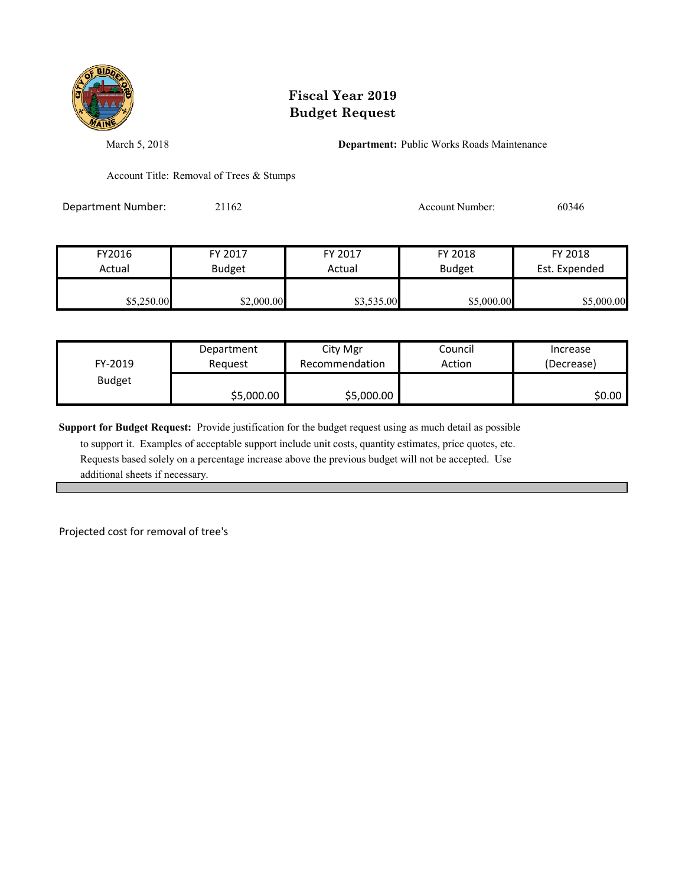# Fiscal Year 2019
# Budget Request

March 5, 2018

**Department:** Public Works Roads Maintenance

Account Title: Removal of Trees & Stumps

Department Number: 21162

Account Number: 60346

| FY2016 Actual | FY 2017 Budget | FY 2017 Actual | FY 2018 Budget | FY 2018 Est. Expended |
|---|---|---|---|---|
| $5,250.00 | $2,000.00 | $3,535.00 | $5,000.00 | $5,000.00 |

| FY-2019 Budget | Department Request | City Mgr Recommendation | Council Action | Increase (Decrease) |
|---|---|---|---|---|
| | $5,000.00 | $5,000.00 | | $0.00 |

**Support for Budget Request:** Provide justification for the budget request using as much detail as possible to support it. Examples of acceptable support include unit costs, quantity estimates, price quotes, etc. Requests based solely on a percentage increase above the previous budget will not be accepted. Use additional sheets if necessary.

Projected cost for removal of tree's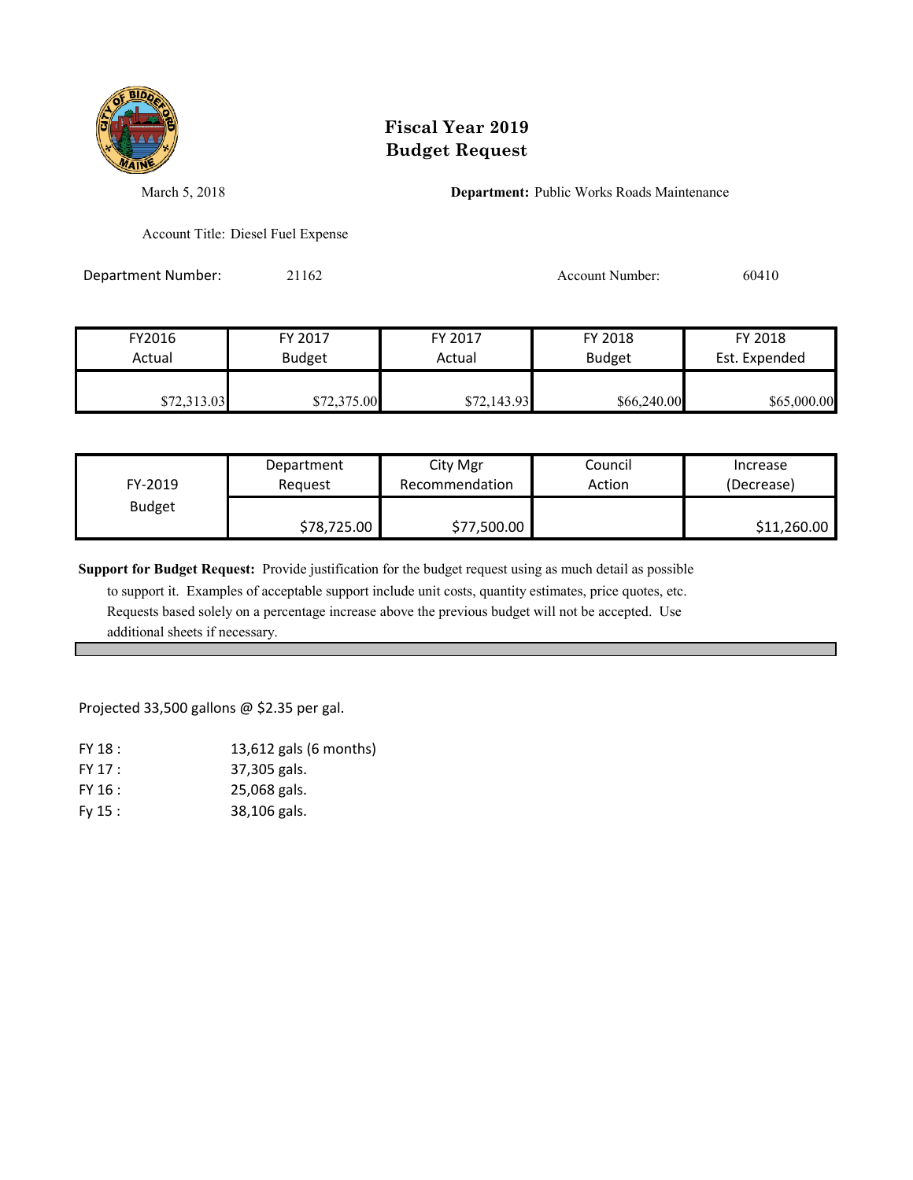# Fiscal Year 2019
# Budget Request

March 5, 2018

**Department:** Public Works Roads Maintenance

Account Title: Diesel Fuel Expense

Department Number: 21162

Account Number: 60410

| FY2016 Actual | FY 2017 Budget | FY 2017 Actual | FY 2018 Budget | FY 2018 Est. Expended |
|---|---|---|---|---|
| $72,313.03 | $72,375.00 | $72,143.93 | $66,240.00 | $65,000.00 |

| FY-2019 Budget | Department Request | City Mgr Recommendation | Council Action | Increase (Decrease) |
|---|---|---|---|---|
| | $78,725.00 | $77,500.00 | | $11,260.00 |

**Support for Budget Request:** Provide justification for the budget request using as much detail as possible to support it. Examples of acceptable support include unit costs, quantity estimates, price quotes, etc. Requests based solely on a percentage increase above the previous budget will not be accepted. Use additional sheets if necessary.

Projected 33,500 gallons @ $2.35 per gal.

| | |
|---|---|
| FY 18 : | 13,612 gals (6 months) |
| FY 17 : | 37,305 gals. |
| FY 16 : | 25,068 gals. |
| Fy 15 : | 38,106 gals. |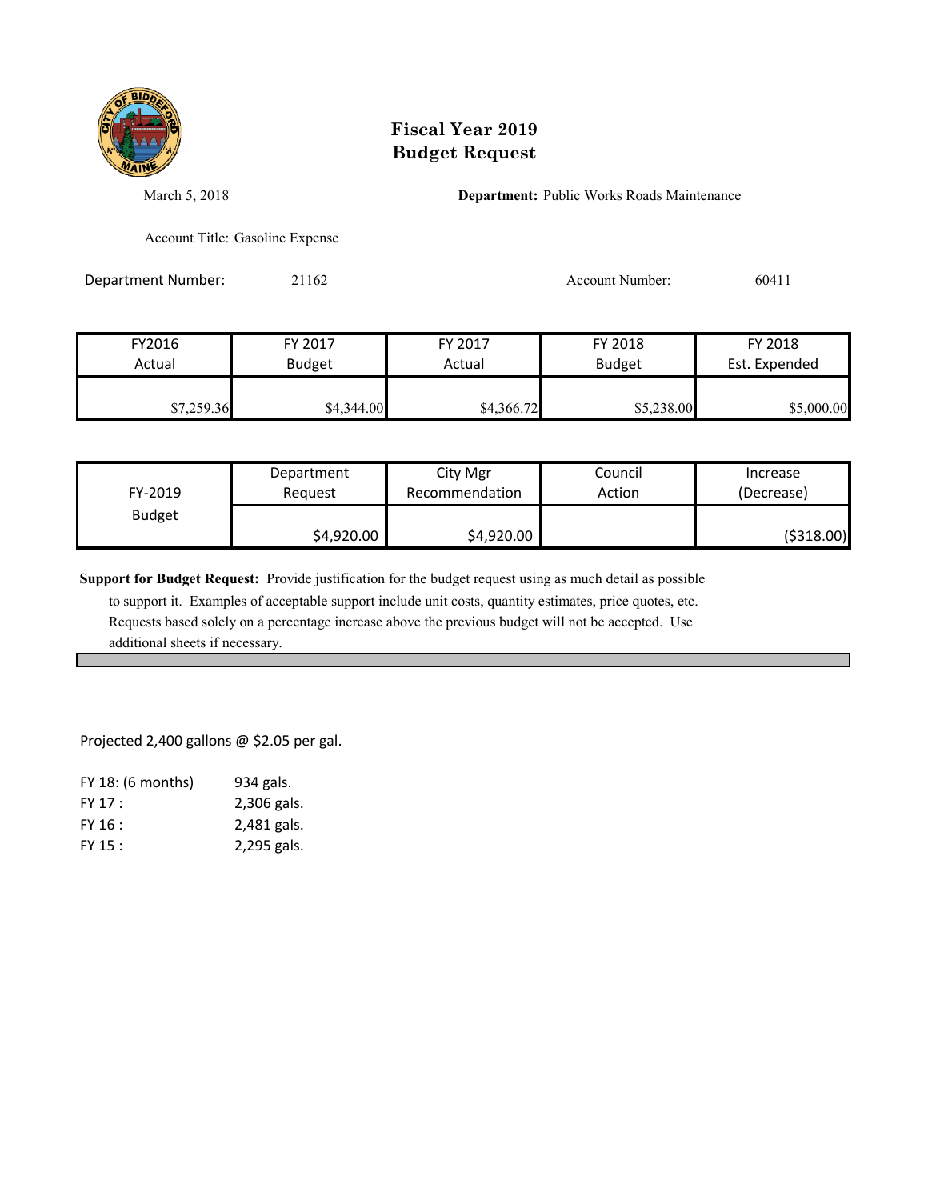# Fiscal Year 2019
# Budget Request

March 5, 2018

**Department:** Public Works Roads Maintenance

Account Title: Gasoline Expense

Department Number: 21162

Account Number: 60411

| FY2016 Actual | FY 2017 Budget | FY 2017 Actual | FY 2018 Budget | FY 2018 Est. Expended |
|---|---|---|---|---|
| $7,259.36 | $4,344.00 | $4,366.72 | $5,238.00 | $5,000.00 |

| FY-2019 Budget | Department Request | City Mgr Recommendation | Council Action | Increase (Decrease) |
|---|---|---|---|---|
| | $4,920.00 | $4,920.00 | | ($318.00) |

**Support for Budget Request:** Provide justification for the budget request using as much detail as possible to support it. Examples of acceptable support include unit costs, quantity estimates, price quotes, etc. Requests based solely on a percentage increase above the previous budget will not be accepted. Use additional sheets if necessary.

Projected 2,400 gallons @ $2.05 per gal.

| | |
|---|---|
| FY 18: (6 months) | 934 gals. |
| FY 17 : | 2,306 gals. |
| FY 16 : | 2,481 gals. |
| FY 15 : | 2,295 gals. |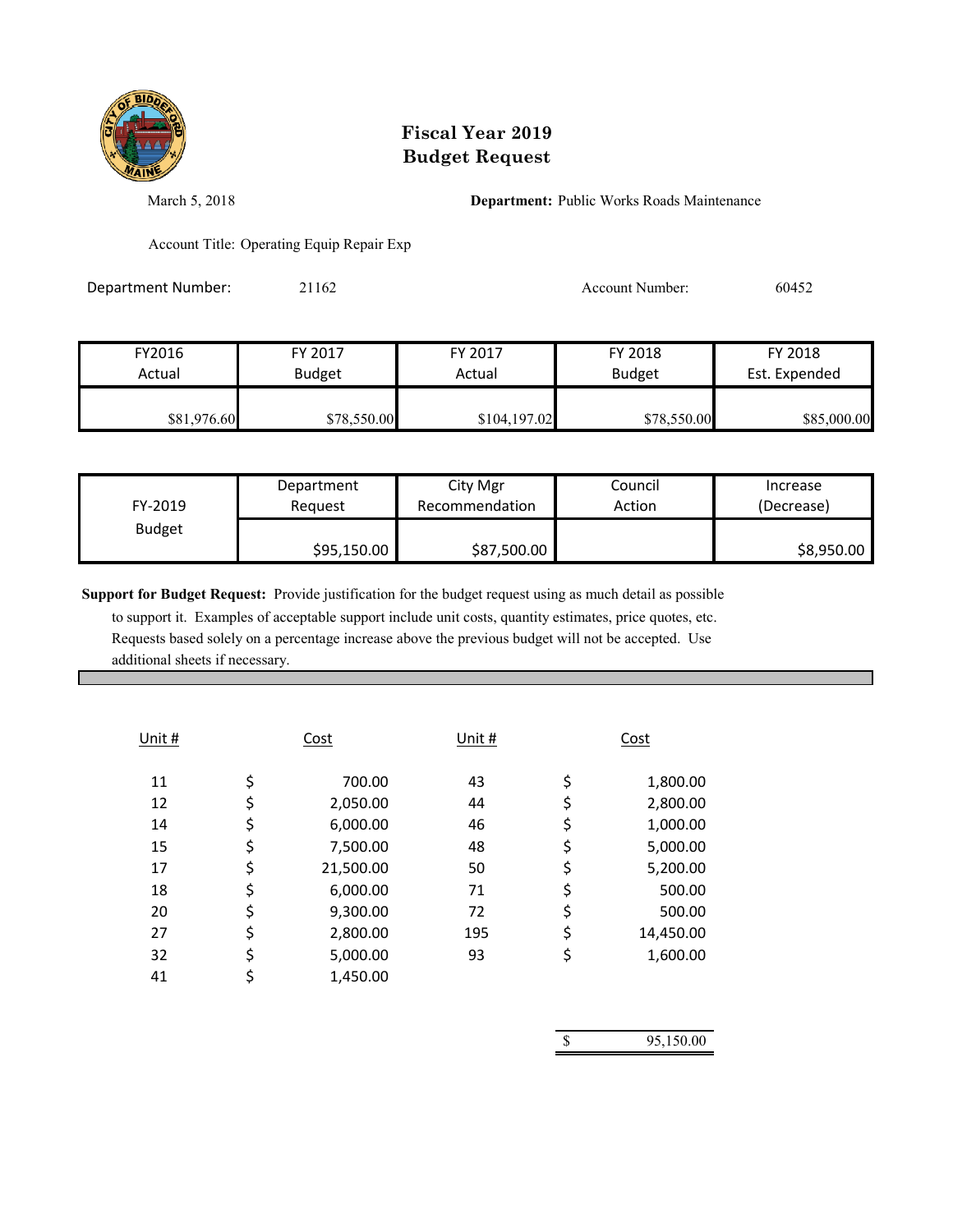# Fiscal Year 2019
# Budget Request

March 5, 2018

**Department:** Public Works Roads Maintenance

Account Title: Operating Equip Repair Exp

Department Number: 21162

Account Number: 60452

| FY2016 Actual | FY 2017 Budget | FY 2017 Actual | FY 2018 Budget | FY 2018 Est. Expended |
|---|---|---|---|---|
| $81,976.60 | $78,550.00 | $104,197.02 | $78,550.00 | $85,000.00 |

| FY-2019 Budget | Department Request | City Mgr Recommendation | Council Action | Increase (Decrease) |
|---|---|---|---|---|
| | $95,150.00 | $87,500.00 | | $8,950.00 |

**Support for Budget Request:** Provide justification for the budget request using as much detail as possible to support it. Examples of acceptable support include unit costs, quantity estimates, price quotes, etc. Requests based solely on a percentage increase above the previous budget will not be accepted. Use additional sheets if necessary.

| Unit # | Cost | Unit # | Cost |
|---|---|---|---|
| 11 | $ 700.00 | 43 | $ 1,800.00 |
| 12 | $ 2,050.00 | 44 | $ 2,800.00 |
| 14 | $ 6,000.00 | 46 | $ 1,000.00 |
| 15 | $ 7,500.00 | 48 | $ 5,000.00 |
| 17 | $ 21,500.00 | 50 | $ 5,200.00 |
| 18 | $ 6,000.00 | 71 | $ 500.00 |
| 20 | $ 9,300.00 | 72 | $ 500.00 |
| 27 | $ 2,800.00 | 195 | $ 14,450.00 |
| 32 | $ 5,000.00 | 93 | $ 1,600.00 |
| 41 | $ 1,450.00 | | |
| | | | $ 95,150.00 |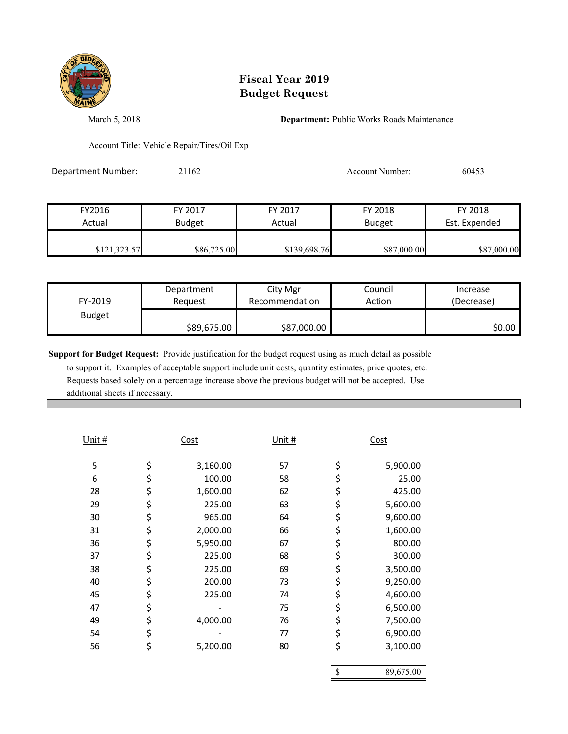# Fiscal Year 2019
# Budget Request

March 5, 2018

**Department:** Public Works Roads Maintenance

Account Title: Vehicle Repair/Tires/Oil Exp

Department Number: 21162

Account Number: 60453

| FY2016 Actual | FY 2017 Budget | FY 2017 Actual | FY 2018 Budget | FY 2018 Est. Expended |
|---|---|---|---|---|
| $121,323.57 | $86,725.00 | $139,698.76 | $87,000.00 | $87,000.00 |

| FY-2019 Budget | Department Request | City Mgr Recommendation | Council Action | Increase (Decrease) |
|---|---|---|---|---|
| | $89,675.00 | $87,000.00 | | $0.00 |

**Support for Budget Request:** Provide justification for the budget request using as much detail as possible to support it. Examples of acceptable support include unit costs, quantity estimates, price quotes, etc. Requests based solely on a percentage increase above the previous budget will not be accepted. Use additional sheets if necessary.

| Unit # | Cost | Unit # | Cost |
|---|---|---|---|
| 5 | $ 3,160.00 | 57 | $ 5,900.00 |
| 6 | $ 100.00 | 58 | $ 25.00 |
| 28 | $ 1,600.00 | 62 | $ 425.00 |
| 29 | $ 225.00 | 63 | $ 5,600.00 |
| 30 | $ 965.00 | 64 | $ 9,600.00 |
| 31 | $ 2,000.00 | 66 | $ 1,600.00 |
| 36 | $ 5,950.00 | 67 | $ 800.00 |
| 37 | $ 225.00 | 68 | $ 300.00 |
| 38 | $ 225.00 | 69 | $ 3,500.00 |
| 40 | $ 200.00 | 73 | $ 9,250.00 |
| 45 | $ 225.00 | 74 | $ 4,600.00 |
| 47 | $ - | 75 | $ 6,500.00 |
| 49 | $ 4,000.00 | 76 | $ 7,500.00 |
| 54 | $ - | 77 | $ 6,900.00 |
| 56 | $ 5,200.00 | 80 | $ 3,100.00 |
| | | | $ 89,675.00 |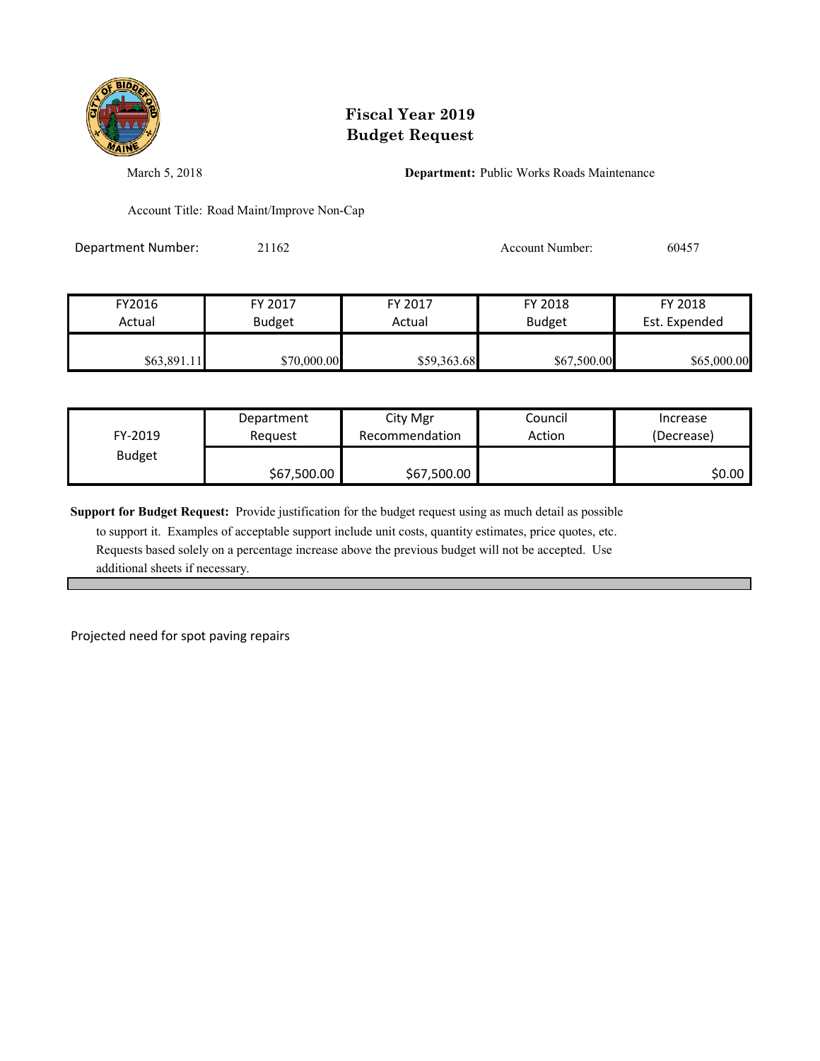# Fiscal Year 2019
# Budget Request

March 5, 2018

**Department:** Public Works Roads Maintenance

Account Title: Road Maint/Improve Non-Cap

Department Number: 21162

Account Number: 60457

| FY2016 Actual | FY 2017 Budget | FY 2017 Actual | FY 2018 Budget | FY 2018 Est. Expended |
|---|---|---|---|---|
| $63,891.11 | $70,000.00 | $59,363.68 | $67,500.00 | $65,000.00 |

| FY-2019 Budget | Department Request | City Mgr Recommendation | Council Action | Increase (Decrease) |
|---|---|---|---|---|
| | $67,500.00 | $67,500.00 | | $0.00 |

**Support for Budget Request:** Provide justification for the budget request using as much detail as possible to support it. Examples of acceptable support include unit costs, quantity estimates, price quotes, etc. Requests based solely on a percentage increase above the previous budget will not be accepted. Use additional sheets if necessary.

Projected need for spot paving repairs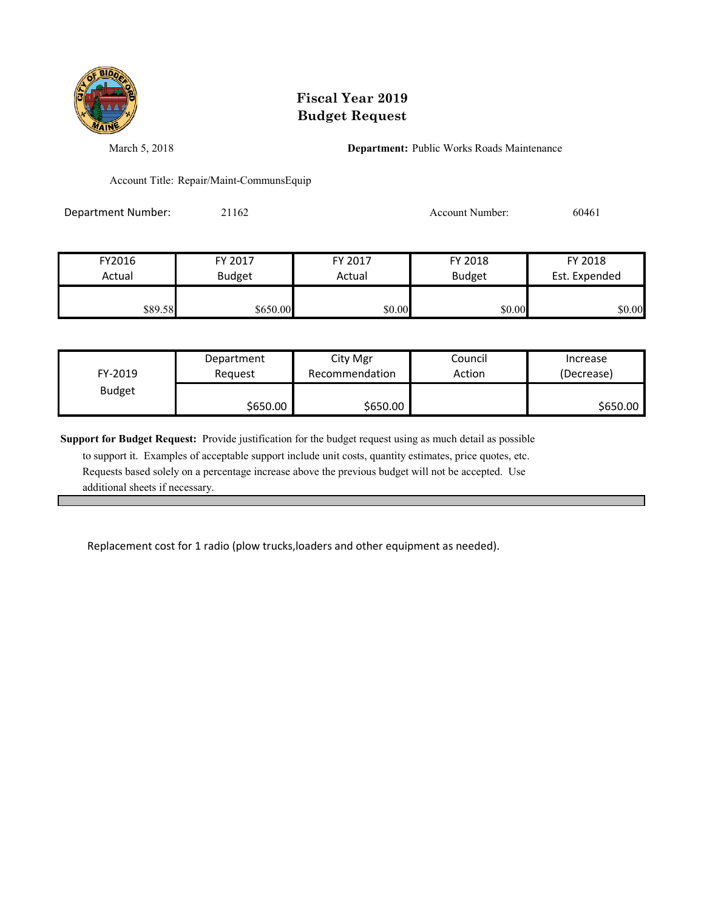# Fiscal Year 2019
# Budget Request

March 5, 2018

**Department:** Public Works Roads Maintenance

Account Title: Repair/Maint-CommunsEquip

Department Number: 21162

Account Number: 60461

| FY2016 Actual | FY 2017 Budget | FY 2017 Actual | FY 2018 Budget | FY 2018 Est. Expended |
|---|---|---|---|---|
| $89.58 | $650.00 | $0.00 | $0.00 | $0.00 |

| FY-2019 Budget | Department Request | City Mgr Recommendation | Council Action | Increase (Decrease) |
|---|---|---|---|---|
| | $650.00 | $650.00 | | $650.00 |

**Support for Budget Request:** Provide justification for the budget request using as much detail as possible to support it. Examples of acceptable support include unit costs, quantity estimates, price quotes, etc. Requests based solely on a percentage increase above the previous budget will not be accepted. Use additional sheets if necessary.

Replacement cost for 1 radio (plow trucks,loaders and other equipment as needed).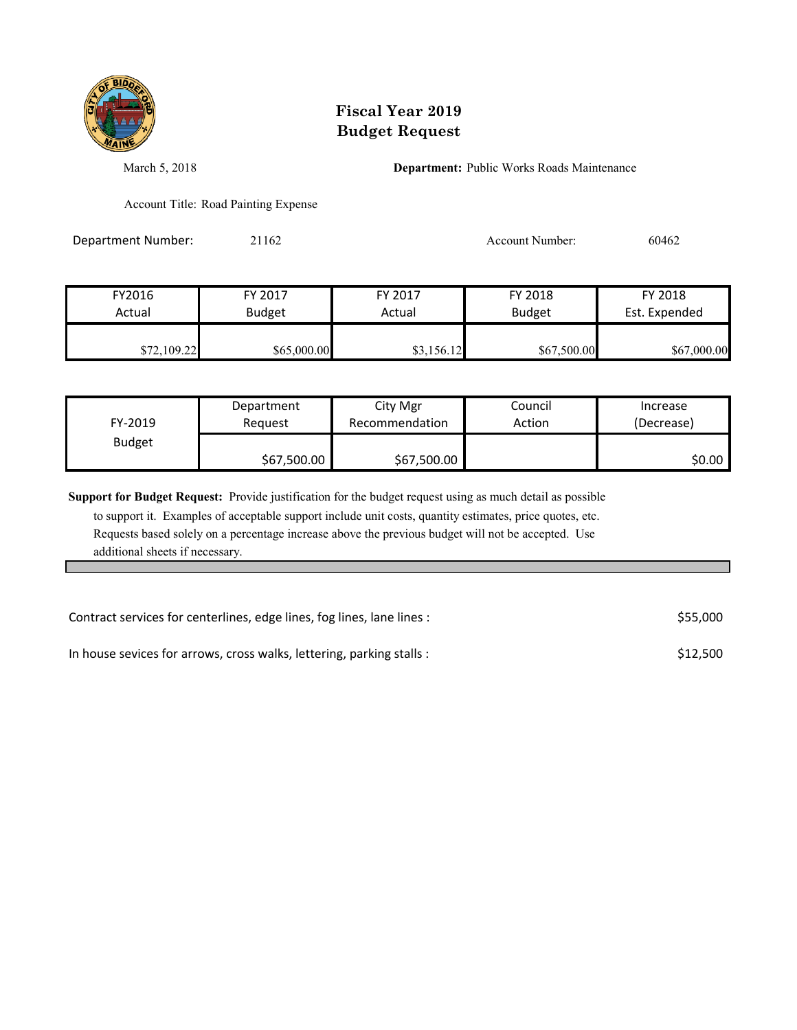# Fiscal Year 2019
# Budget Request

March 5, 2018

**Department:** Public Works Roads Maintenance

Account Title: Road Painting Expense

Department Number: 21162

Account Number: 60462

| FY2016 Actual | FY 2017 Budget | FY 2017 Actual | FY 2018 Budget | FY 2018 Est. Expended |
|---|---|---|---|---|
| $72,109.22 | $65,000.00 | $3,156.12 | $67,500.00 | $67,000.00 |

| FY-2019 Budget | Department Request | City Mgr Recommendation | Council Action | Increase (Decrease) |
|---|---|---|---|---|
| | $67,500.00 | $67,500.00 | | $0.00 |

**Support for Budget Request:** Provide justification for the budget request using as much detail as possible to support it. Examples of acceptable support include unit costs, quantity estimates, price quotes, etc. Requests based solely on a percentage increase above the previous budget will not be accepted. Use additional sheets if necessary.

Contract services for centerlines, edge lines, fog lines, lane lines : $55,000

In house sevices for arrows, cross walks, lettering, parking stalls : $12,500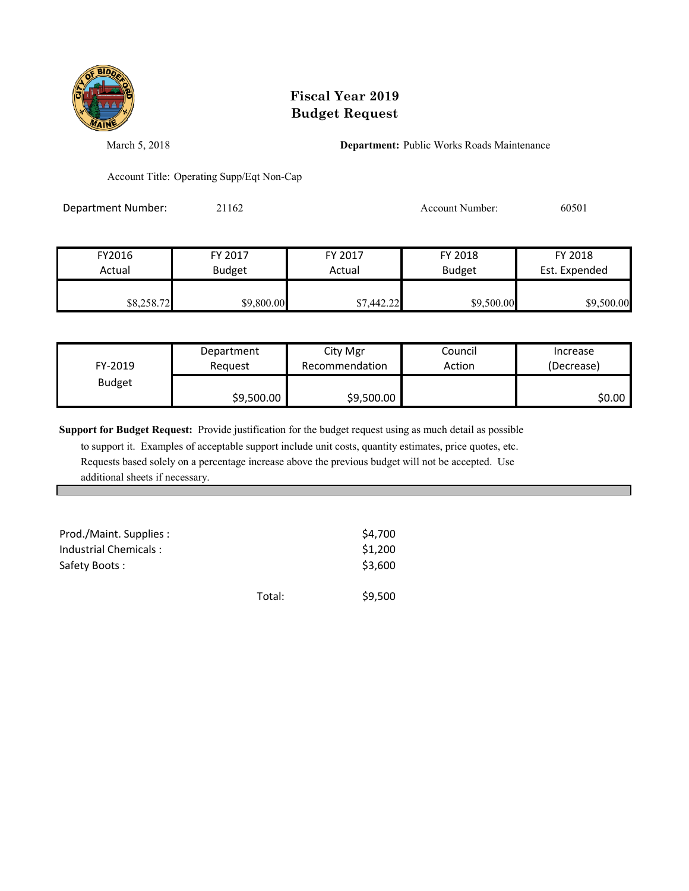# Fiscal Year 2019
# Budget Request

March 5, 2018

**Department:** Public Works Roads Maintenance

Account Title: Operating Supp/Eqt Non-Cap

Department Number: 21162

Account Number: 60501

| FY2016 Actual | FY 2017 Budget | FY 2017 Actual | FY 2018 Budget | FY 2018 Est. Expended |
|---|---|---|---|---|
| $8,258.72 | $9,800.00 | $7,442.22 | $9,500.00 | $9,500.00 |

| FY-2019 Budget | Department Request | City Mgr Recommendation | Council Action | Increase (Decrease) |
|---|---|---|---|---|
| | $9,500.00 | $9,500.00 | | $0.00 |

**Support for Budget Request:** Provide justification for the budget request using as much detail as possible to support it. Examples of acceptable support include unit costs, quantity estimates, price quotes, etc. Requests based solely on a percentage increase above the previous budget will not be accepted. Use additional sheets if necessary.

| | |
|---|---|
| Prod./Maint. Supplies : | $4,700 |
| Industrial Chemicals : | $1,200 |
| Safety Boots : | $3,600 |
| Total: | $9,500 |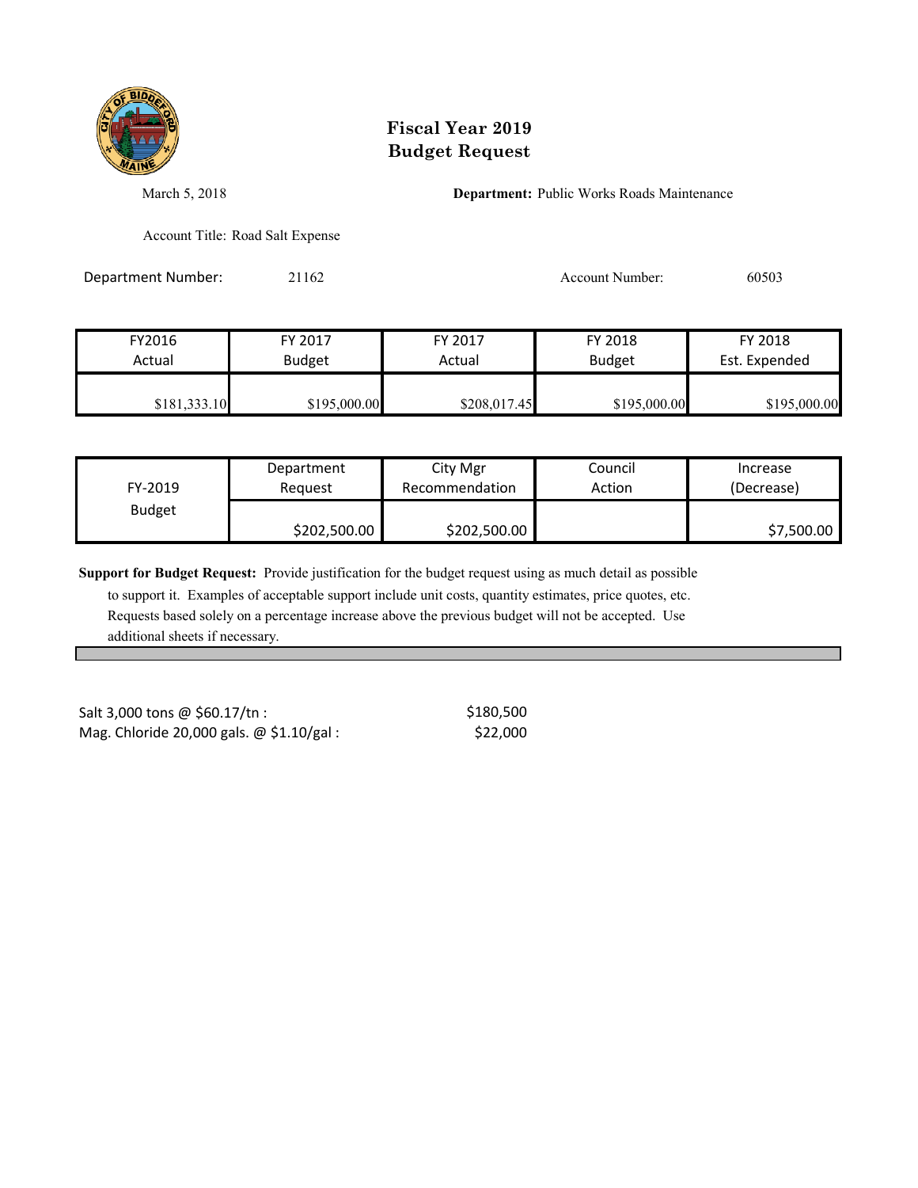# Fiscal Year 2019
# Budget Request

March 5, 2018

**Department:** Public Works Roads Maintenance

Account Title: Road Salt Expense

Department Number: 21162

Account Number: 60503

| FY2016 Actual | FY 2017 Budget | FY 2017 Actual | FY 2018 Budget | FY 2018 Est. Expended |
|---|---|---|---|---|
| $181,333.10 | $195,000.00 | $208,017.45 | $195,000.00 | $195,000.00 |

| FY-2019 Budget | Department Request | City Mgr Recommendation | Council Action | Increase (Decrease) |
|---|---|---|---|---|
| | $202,500.00 | $202,500.00 | | $7,500.00 |

**Support for Budget Request:** Provide justification for the budget request using as much detail as possible to support it. Examples of acceptable support include unit costs, quantity estimates, price quotes, etc. Requests based solely on a percentage increase above the previous budget will not be accepted. Use additional sheets if necessary.

| | |
|---|---|
| Salt 3,000 tons @ $60.17/tn : | $180,500 |
| Mag. Chloride 20,000 gals. @ $1.10/gal : | $22,000 |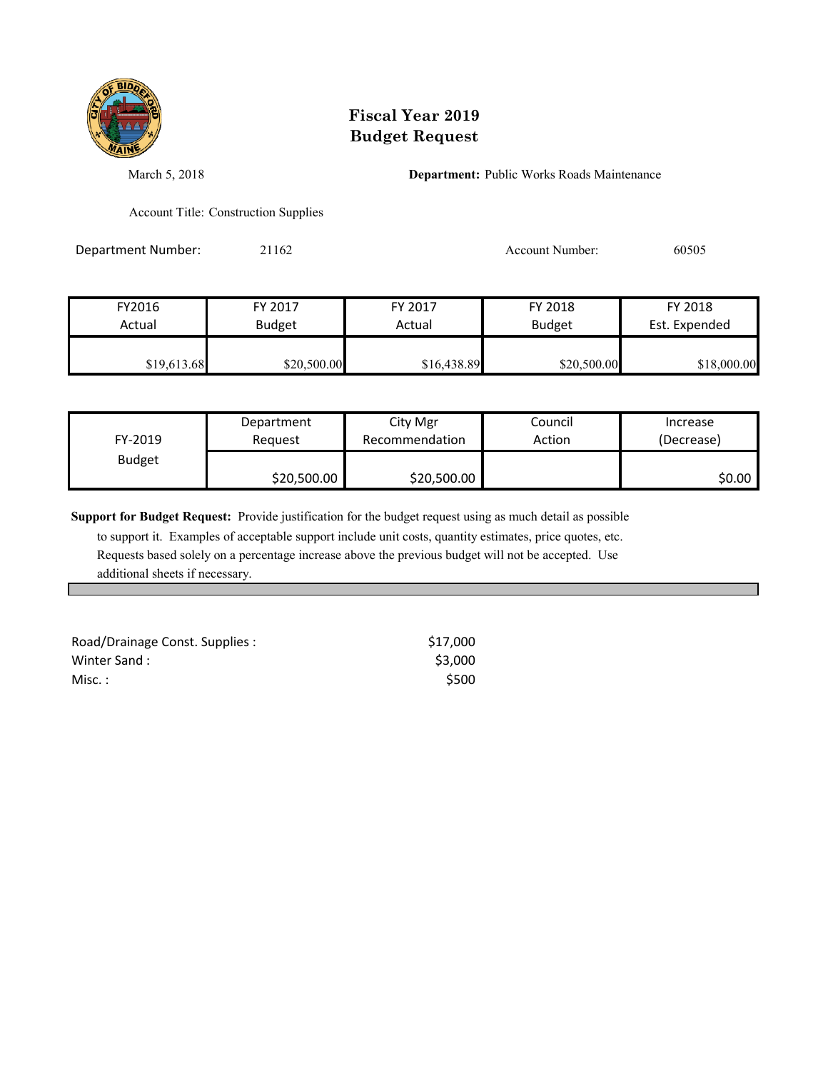# Fiscal Year 2019
# Budget Request

March 5, 2018

**Department:** Public Works Roads Maintenance

Account Title: Construction Supplies

Department Number: 21162

Account Number: 60505

| FY2016 Actual | FY 2017 Budget | FY 2017 Actual | FY 2018 Budget | FY 2018 Est. Expended |
|---|---|---|---|---|
| $19,613.68 | $20,500.00 | $16,438.89 | $20,500.00 | $18,000.00 |

| FY-2019 Budget | Department Request | City Mgr Recommendation | Council Action | Increase (Decrease) |
|---|---|---|---|---|
| | $20,500.00 | $20,500.00 | | $0.00 |

**Support for Budget Request:** Provide justification for the budget request using as much detail as possible to support it. Examples of acceptable support include unit costs, quantity estimates, price quotes, etc. Requests based solely on a percentage increase above the previous budget will not be accepted. Use additional sheets if necessary.

| | |
|---|---|
| Road/Drainage Const. Supplies : | $17,000 |
| Winter Sand : | $3,000 |
| Misc. : | $500 |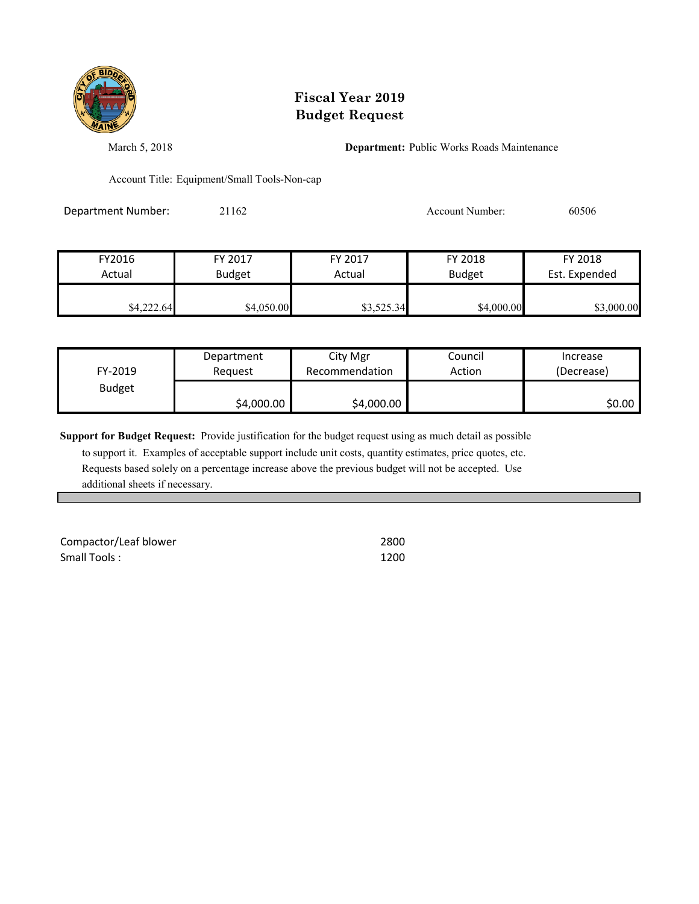# Fiscal Year 2019
# Budget Request

March 5, 2018

**Department:** Public Works Roads Maintenance

Account Title: Equipment/Small Tools-Non-cap

Department Number: 21162

Account Number: 60506

| FY2016 Actual | FY 2017 Budget | FY 2017 Actual | FY 2018 Budget | FY 2018 Est. Expended |
|---|---|---|---|---|
| $4,222.64 | $4,050.00 | $3,525.34 | $4,000.00 | $3,000.00 |

| FY-2019 Budget | Department Request | City Mgr Recommendation | Council Action | Increase (Decrease) |
|---|---|---|---|---|
| | $4,000.00 | $4,000.00 | | $0.00 |

**Support for Budget Request:** Provide justification for the budget request using as much detail as possible to support it. Examples of acceptable support include unit costs, quantity estimates, price quotes, etc. Requests based solely on a percentage increase above the previous budget will not be accepted. Use additional sheets if necessary.

| | |
|---|---|
| Compactor/Leaf blower | 2800 |
| Small Tools : | 1200 |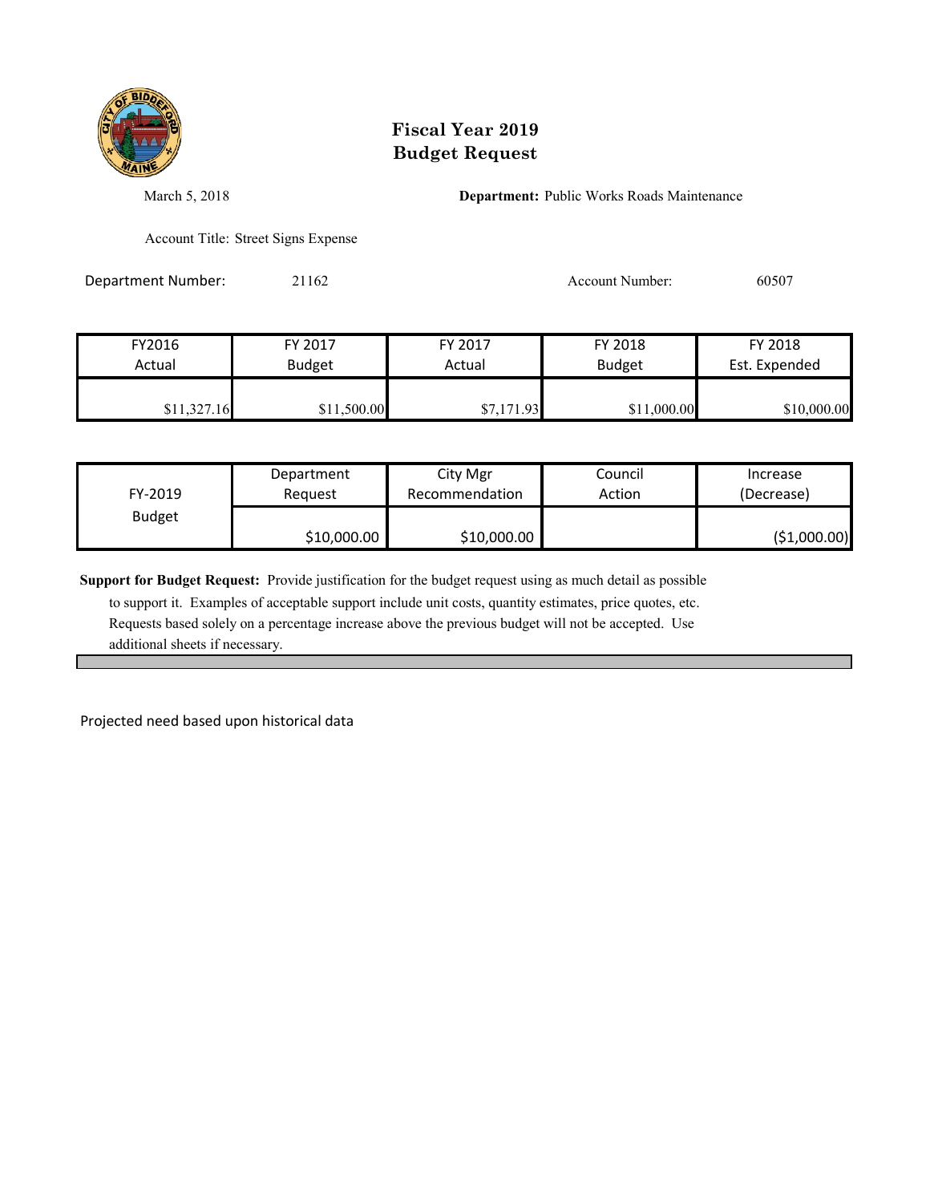# Fiscal Year 2019
# Budget Request

March 5, 2018

**Department:** Public Works Roads Maintenance

Account Title: Street Signs Expense

Department Number: 21162

Account Number: 60507

| FY2016 Actual | FY 2017 Budget | FY 2017 Actual | FY 2018 Budget | FY 2018 Est. Expended |
|---|---|---|---|---|
| $11,327.16 | $11,500.00 | $7,171.93 | $11,000.00 | $10,000.00 |

| FY-2019 Budget | Department Request | City Mgr Recommendation | Council Action | Increase (Decrease) |
|---|---|---|---|---|
| | $10,000.00 | $10,000.00 | | ($1,000.00) |

**Support for Budget Request:** Provide justification for the budget request using as much detail as possible to support it. Examples of acceptable support include unit costs, quantity estimates, price quotes, etc. Requests based solely on a percentage increase above the previous budget will not be accepted. Use additional sheets if necessary.

Projected need based upon historical data